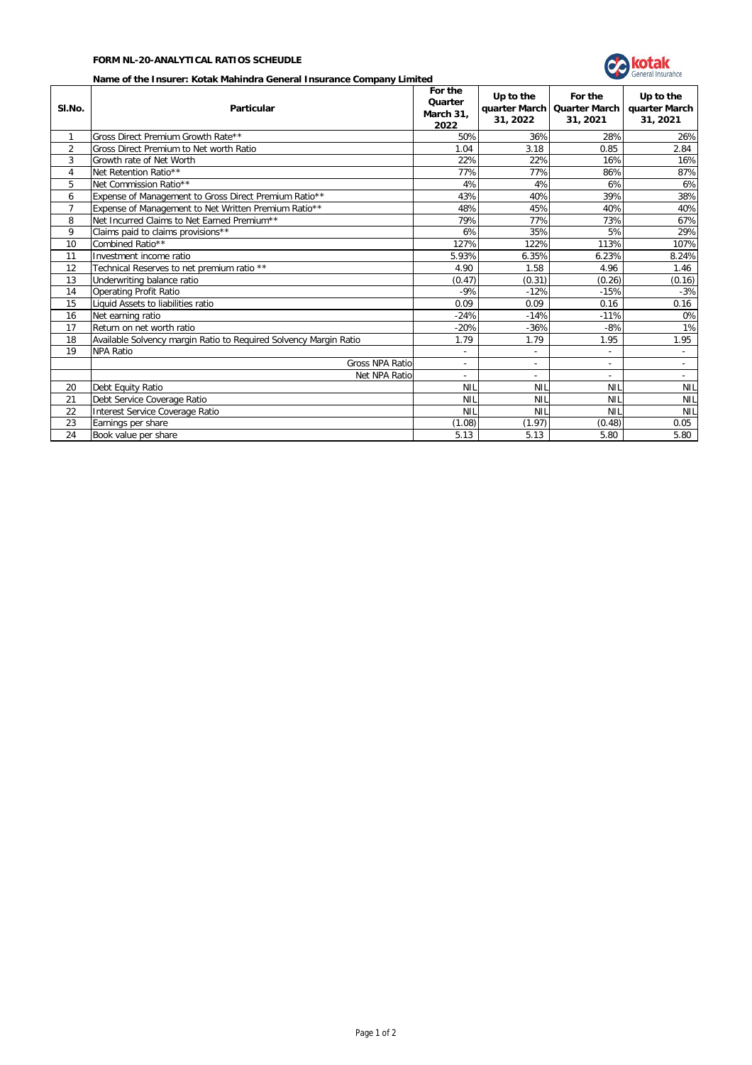**FORM NL-20-ANALYTICAL RATIOS SCHEUDLE**

**Name of the Insurer: Kotak Mahindra General Insurance Company Limited**

| Sl.No. | Particular | For the Quarter March 31, 2022 | Up to the quarter March 31, 2022 | For the Quarter March 31, 2021 | Up to the quarter March 31, 2021 |
|---|---|---|---|---|---|
| 1 | Gross Direct Premium Growth Rate** | 50% | 36% | 28% | 26% |
| 2 | Gross Direct Premium to Net worth Ratio | 1.04 | 3.18 | 0.85 | 2.84 |
| 3 | Growth rate of Net Worth | 22% | 22% | 16% | 16% |
| 4 | Net Retention Ratio** | 77% | 77% | 86% | 87% |
| 5 | Net Commission Ratio** | 4% | 4% | 6% | 6% |
| 6 | Expense of Management to Gross Direct Premium Ratio** | 43% | 40% | 39% | 38% |
| 7 | Expense of Management to Net Written Premium Ratio** | 48% | 45% | 40% | 40% |
| 8 | Net Incurred Claims to Net Earned Premium** | 79% | 77% | 73% | 67% |
| 9 | Claims paid to claims provisions** | 6% | 35% | 5% | 29% |
| 10 | Combined Ratio** | 127% | 122% | 113% | 107% |
| 11 | Investment income ratio | 5.93% | 6.35% | 6.23% | 8.24% |
| 12 | Technical Reserves to net premium ratio ** | 4.90 | 1.58 | 4.96 | 1.46 |
| 13 | Underwriting balance ratio | (0.47) | (0.31) | (0.26) | (0.16) |
| 14 | Operating Profit Ratio | -9% | -12% | -15% | -3% |
| 15 | Liquid Assets to liabilities ratio | 0.09 | 0.09 | 0.16 | 0.16 |
| 16 | Net earning ratio | -24% | -14% | -11% | 0% |
| 17 | Return on net worth ratio | -20% | -36% | -8% | 1% |
| 18 | Available Solvency margin Ratio to Required Solvency Margin Ratio | 1.79 | 1.79 | 1.95 | 1.95 |
| 19 | NPA Ratio | - | - | - | - |
| | Gross NPA Ratio | - | - | - | - |
| | Net NPA Ratio | - | - | - | - |
| 20 | Debt Equity Ratio | NIL | NIL | NIL | NIL |
| 21 | Debt Service Coverage Ratio | NIL | NIL | NIL | NIL |
| 22 | Interest Service Coverage Ratio | NIL | NIL | NIL | NIL |
| 23 | Earnings per share | (1.08) | (1.97) | (0.48) | 0.05 |
| 24 | Book value per share | 5.13 | 5.13 | 5.80 | 5.80 |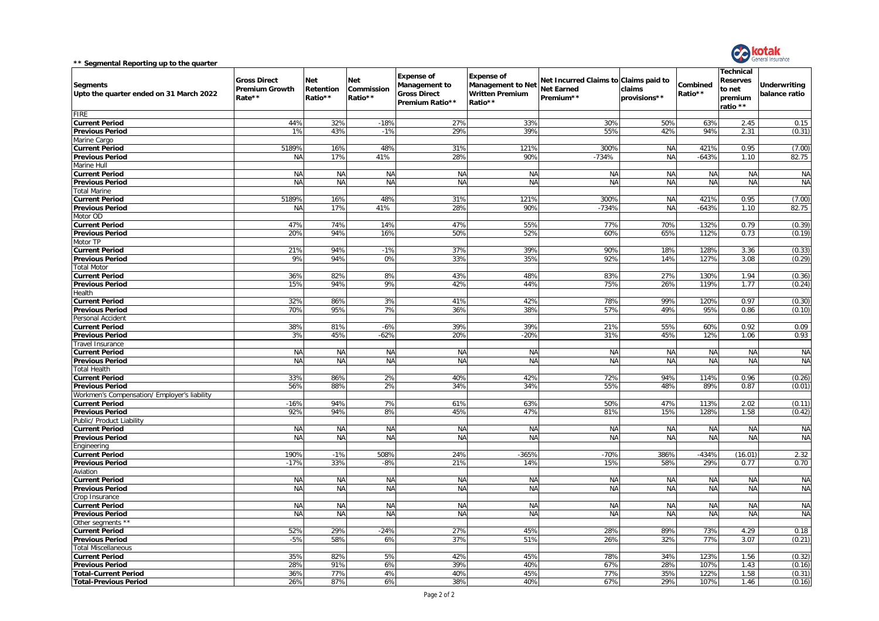**\*\* Segmental Reporting up to the quarter**

| Segments<br>Upto the quarter ended on 31 March 2022 | Gross Direct Premium Growth Rate** | Net Retention Ratio** | Net Commission Ratio** | Expense of Management to Gross Direct Premium Ratio** | Expense of Management to Net Written Premium Ratio** | Net Incurred Claims to Net Earned Premium** | Claims paid to claims provisions** | Combined Ratio** | Technical Reserves to net premium ratio ** | Underwriting balance ratio |
|---|---|---|---|---|---|---|---|---|---|---|
| FIRE | | | | | | | | | | |
| **Current Period** | 44% | 32% | -18% | 27% | 33% | 30% | 50% | 63% | 2.45 | 0.15 |
| **Previous Period** | 1% | 43% | -1% | 29% | 39% | 55% | 42% | 94% | 2.31 | (0.31) |
| Marine Cargo | | | | | | | | | | |
| **Current Period** | 5189% | 16% | 48% | 31% | 121% | 300% | NA | 421% | 0.95 | (7.00) |
| **Previous Period** | NA | 17% | 41% | 28% | 90% | -734% | NA | -643% | 1.10 | 82.75 |
| Marine Hull | | | | | | | | | | |
| **Current Period** | NA | NA | NA | NA | NA | NA | NA | NA | NA | NA |
| **Previous Period** | NA | NA | NA | NA | NA | NA | NA | NA | NA | NA |
| Total Marine | | | | | | | | | | |
| **Current Period** | 5189% | 16% | 48% | 31% | 121% | 300% | NA | 421% | 0.95 | (7.00) |
| **Previous Period** | NA | 17% | 41% | 28% | 90% | -734% | NA | -643% | 1.10 | 82.75 |
| Motor OD | | | | | | | | | | |
| **Current Period** | 47% | 74% | 14% | 47% | 55% | 77% | 70% | 132% | 0.79 | (0.39) |
| **Previous Period** | 20% | 94% | 16% | 50% | 52% | 60% | 65% | 112% | 0.73 | (0.19) |
| Motor TP | | | | | | | | | | |
| **Current Period** | 21% | 94% | -1% | 37% | 39% | 90% | 18% | 128% | 3.36 | (0.33) |
| **Previous Period** | 9% | 94% | 0% | 33% | 35% | 92% | 14% | 127% | 3.08 | (0.29) |
| Total Motor | | | | | | | | | | |
| **Current Period** | 36% | 82% | 8% | 43% | 48% | 83% | 27% | 130% | 1.94 | (0.36) |
| **Previous Period** | 15% | 94% | 9% | 42% | 44% | 75% | 26% | 119% | 1.77 | (0.24) |
| Health | | | | | | | | | | |
| **Current Period** | 32% | 86% | 3% | 41% | 42% | 78% | 99% | 120% | 0.97 | (0.30) |
| **Previous Period** | 70% | 95% | 7% | 36% | 38% | 57% | 49% | 95% | 0.86 | (0.10) |
| Personal Accident | | | | | | | | | | |
| **Current Period** | 38% | 81% | -6% | 39% | 39% | 21% | 55% | 60% | 0.92 | 0.09 |
| **Previous Period** | 3% | 45% | -62% | 20% | -20% | 31% | 45% | 12% | 1.06 | 0.93 |
| Travel Insurance | | | | | | | | | | |
| **Current Period** | NA | NA | NA | NA | NA | NA | NA | NA | NA | NA |
| **Previous Period** | NA | NA | NA | NA | NA | NA | NA | NA | NA | NA |
| Total Health | | | | | | | | | | |
| **Current Period** | 33% | 86% | 2% | 40% | 42% | 72% | 94% | 114% | 0.96 | (0.26) |
| **Previous Period** | 56% | 88% | 2% | 34% | 34% | 55% | 48% | 89% | 0.87 | (0.01) |
| Workmen's Compensation/ Employer's liability | | | | | | | | | | |
| **Current Period** | -16% | 94% | 7% | 61% | 63% | 50% | 47% | 113% | 2.02 | (0.11) |
| **Previous Period** | 92% | 94% | 8% | 45% | 47% | 81% | 15% | 128% | 1.58 | (0.42) |
| Public/ Product Liability | | | | | | | | | | |
| **Current Period** | NA | NA | NA | NA | NA | NA | NA | NA | NA | NA |
| **Previous Period** | NA | NA | NA | NA | NA | NA | NA | NA | NA | NA |
| Engineering | | | | | | | | | | |
| **Current Period** | 190% | -1% | 508% | 24% | -365% | -70% | 386% | -434% | (16.01) | 2.32 |
| **Previous Period** | -17% | 33% | -8% | 21% | 14% | 15% | 58% | 29% | 0.77 | 0.70 |
| Aviation | | | | | | | | | | |
| **Current Period** | NA | NA | NA | NA | NA | NA | NA | NA | NA | NA |
| **Previous Period** | NA | NA | NA | NA | NA | NA | NA | NA | NA | NA |
| Crop Insurance | | | | | | | | | | |
| **Current Period** | NA | NA | NA | NA | NA | NA | NA | NA | NA | NA |
| **Previous Period** | NA | NA | NA | NA | NA | NA | NA | NA | NA | NA |
| Other segments ** | | | | | | | | | | |
| **Current Period** | 52% | 29% | -24% | 27% | 45% | 28% | 89% | 73% | 4.29 | 0.18 |
| **Previous Period** | -5% | 58% | 6% | 37% | 51% | 26% | 32% | 77% | 3.07 | (0.21) |
| Total Miscellaneous | | | | | | | | | | |
| **Current Period** | 35% | 82% | 5% | 42% | 45% | 78% | 34% | 123% | 1.56 | (0.32) |
| **Previous Period** | 28% | 91% | 6% | 39% | 40% | 67% | 28% | 107% | 1.43 | (0.16) |
| **Total-Current Period** | 36% | 77% | 4% | 40% | 45% | 77% | 35% | 122% | 1.58 | (0.31) |
| **Total-Previous Period** | 26% | 87% | 6% | 38% | 40% | 67% | 29% | 107% | 1.46 | (0.16) |